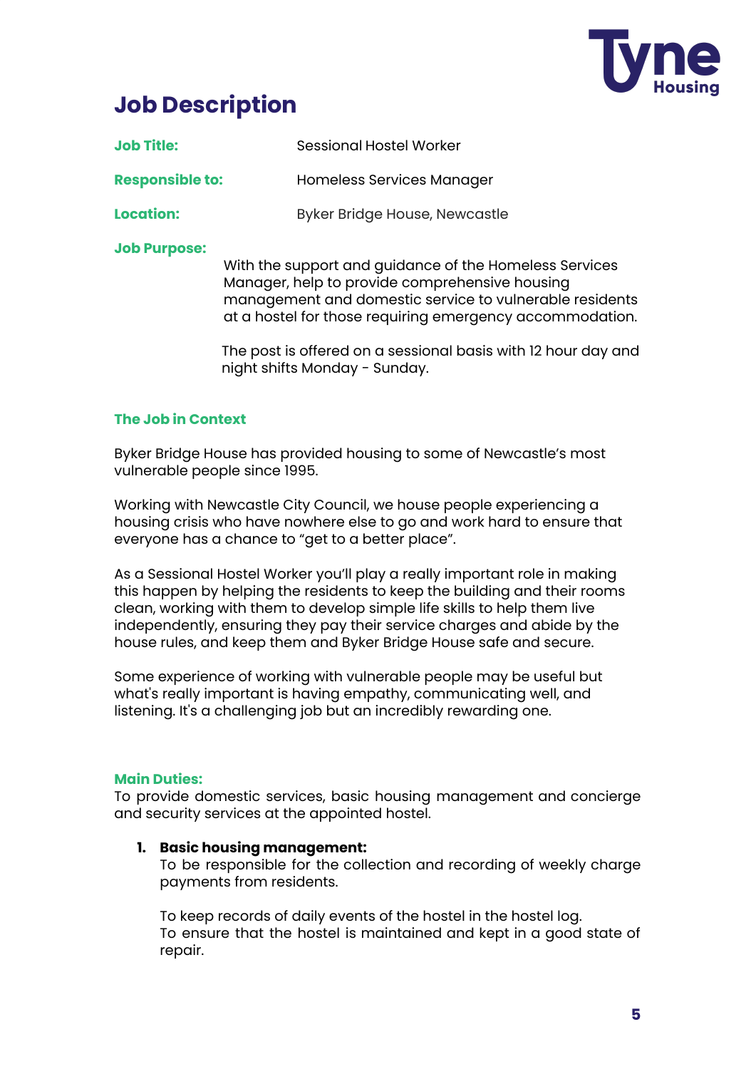# Job Description

**Job Title:** Sessional Hostel Worker

**Responsible to:** Homeless Services Manager

**Location:** Byker Bridge House, Newcastle

**Job Purpose:**

With the support and guidance of the Homeless Services Manager, help to provide comprehensive housing management and domestic service to vulnerable residents at a hostel for those requiring emergency accommodation.

The post is offered on a sessional basis with 12 hour day and night shifts Monday - Sunday.

## The Job in Context

Byker Bridge House has provided housing to some of Newcastle's most vulnerable people since 1995.

Working with Newcastle City Council, we house people experiencing a housing crisis who have nowhere else to go and work hard to ensure that everyone has a chance to "get to a better place".

As a Sessional Hostel Worker you'll play a really important role in making this happen by helping the residents to keep the building and their rooms clean, working with them to develop simple life skills to help them live independently, ensuring they pay their service charges and abide by the house rules, and keep them and Byker Bridge House safe and secure.

Some experience of working with vulnerable people may be useful but what's really important is having empathy, communicating well, and listening. It's a challenging job but an incredibly rewarding one.

## Main Duties:

To provide domestic services, basic housing management and concierge and security services at the appointed hostel.

1. **Basic housing management:**
   To be responsible for the collection and recording of weekly charge payments from residents.

   To keep records of daily events of the hostel in the hostel log.
   To ensure that the hostel is maintained and kept in a good state of repair.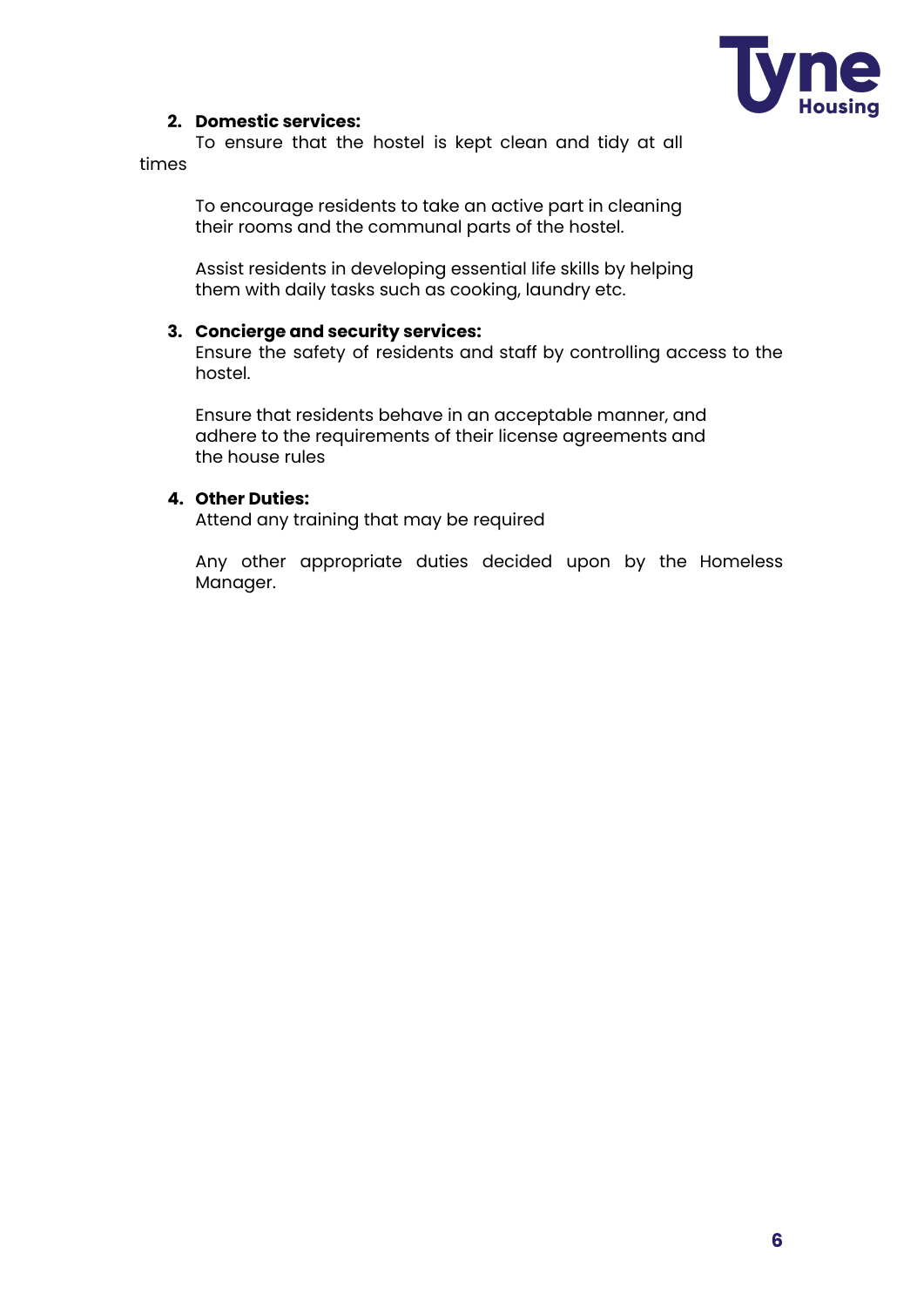2. **Domestic services:**

   To ensure that the hostel is kept clean and tidy at all times

   To encourage residents to take an active part in cleaning their rooms and the communal parts of the hostel.

   Assist residents in developing essential life skills by helping them with daily tasks such as cooking, laundry etc.

3. **Concierge and security services:**

   Ensure the safety of residents and staff by controlling access to the hostel.

   Ensure that residents behave in an acceptable manner, and adhere to the requirements of their license agreements and the house rules

4. **Other Duties:**

   Attend any training that may be required

   Any other appropriate duties decided upon by the Homeless Manager.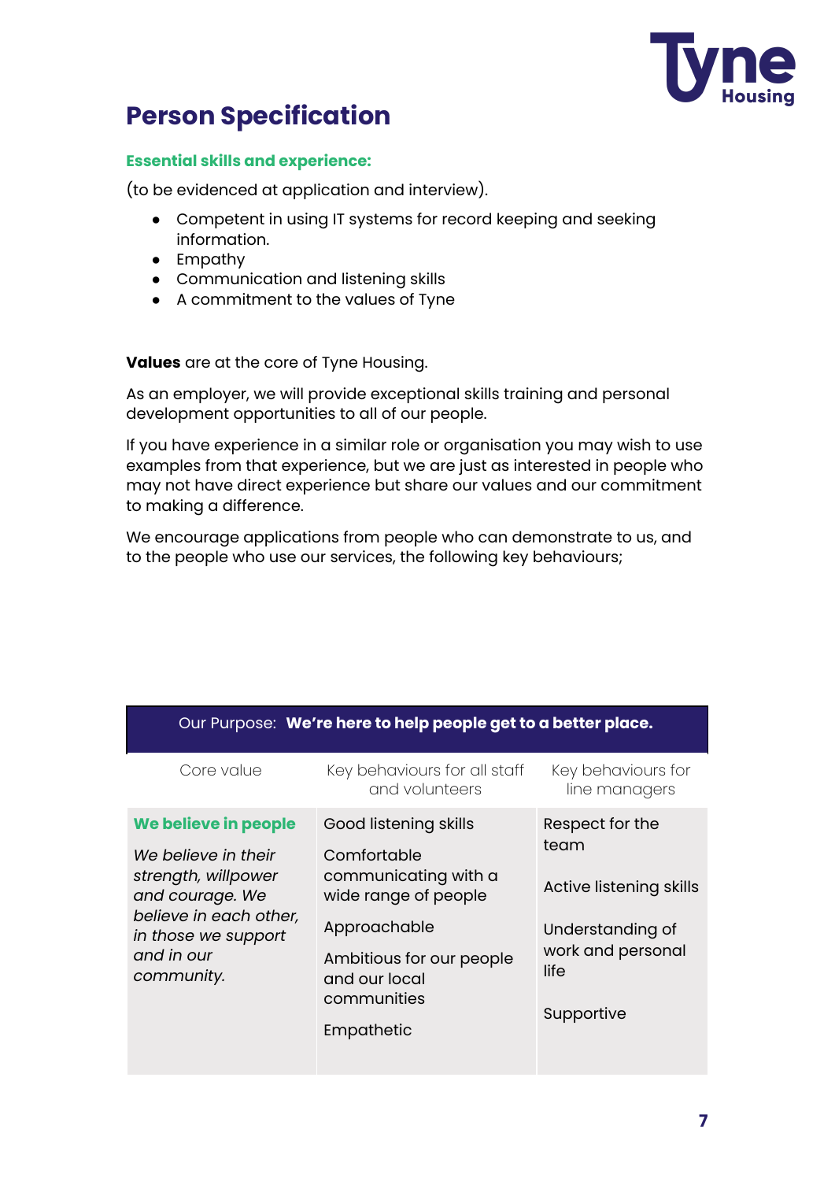# Person Specification

### Essential skills and experience:

(to be evidenced at application and interview).

- Competent in using IT systems for record keeping and seeking information.
- Empathy
- Communication and listening skills
- A commitment to the values of Tyne

**Values** are at the core of Tyne Housing.

As an employer, we will provide exceptional skills training and personal development opportunities to all of our people.

If you have experience in a similar role or organisation you may wish to use examples from that experience, but we are just as interested in people who may not have direct experience but share our values and our commitment to making a difference.

We encourage applications from people who can demonstrate to us, and to the people who use our services, the following key behaviours;

| Our Purpose: **We're here to help people get to a better place.** | | |
|---|---|---|
| Core value | Key behaviours for all staff and volunteers | Key behaviours for line managers |
| **We believe in people**<br><br>*We believe in their strength, willpower and courage. We believe in each other, in those we support and in our community.* | Good listening skills<br><br>Comfortable communicating with a wide range of people<br><br>Approachable<br><br>Ambitious for our people and our local communities<br><br>Empathetic | Respect for the team<br><br>Active listening skills<br><br>Understanding of work and personal life<br><br>Supportive |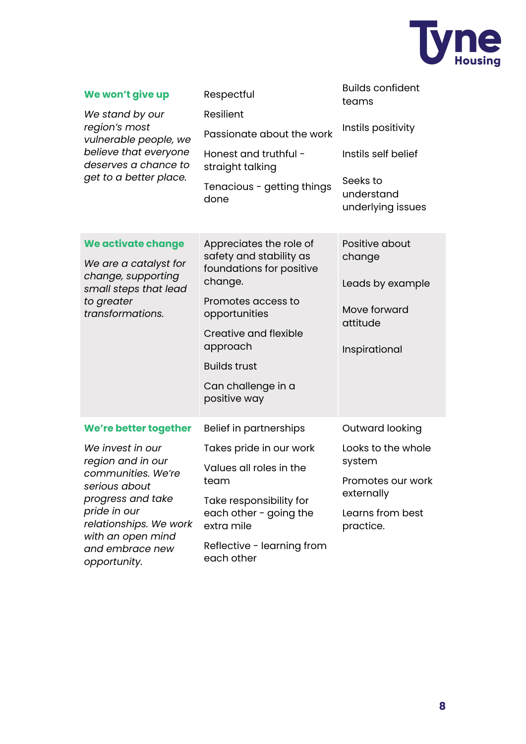| | | |
|---|---|---|
| **We won't give up**<br><br>*We stand by our region's most vulnerable people, we believe that everyone deserves a chance to get to a better place.* | Respectful<br><br>Resilient<br><br>Passionate about the work<br><br>Honest and truthful - straight talking<br><br>Tenacious - getting things done | Builds confident teams<br><br>Instils positivity<br><br>Instils self belief<br><br>Seeks to understand underlying issues |
| **We activate change**<br><br>*We are a catalyst for change, supporting small steps that lead to greater transformations.* | Appreciates the role of safety and stability as foundations for positive change.<br><br>Promotes access to opportunities<br><br>Creative and flexible approach<br><br>Builds trust<br><br>Can challenge in a positive way | Positive about change<br><br>Leads by example<br><br>Move forward attitude<br><br>Inspirational |
| **We're better together**<br><br>*We invest in our region and in our communities. We're serious about progress and take pride in our relationships. We work with an open mind and embrace new opportunity.* | Belief in partnerships<br><br>Takes pride in our work<br><br>Values all roles in the team<br><br>Take responsibility for each other - going the extra mile<br><br>Reflective - learning from each other | Outward looking<br><br>Looks to the whole system<br><br>Promotes our work externally<br><br>Learns from best practice. |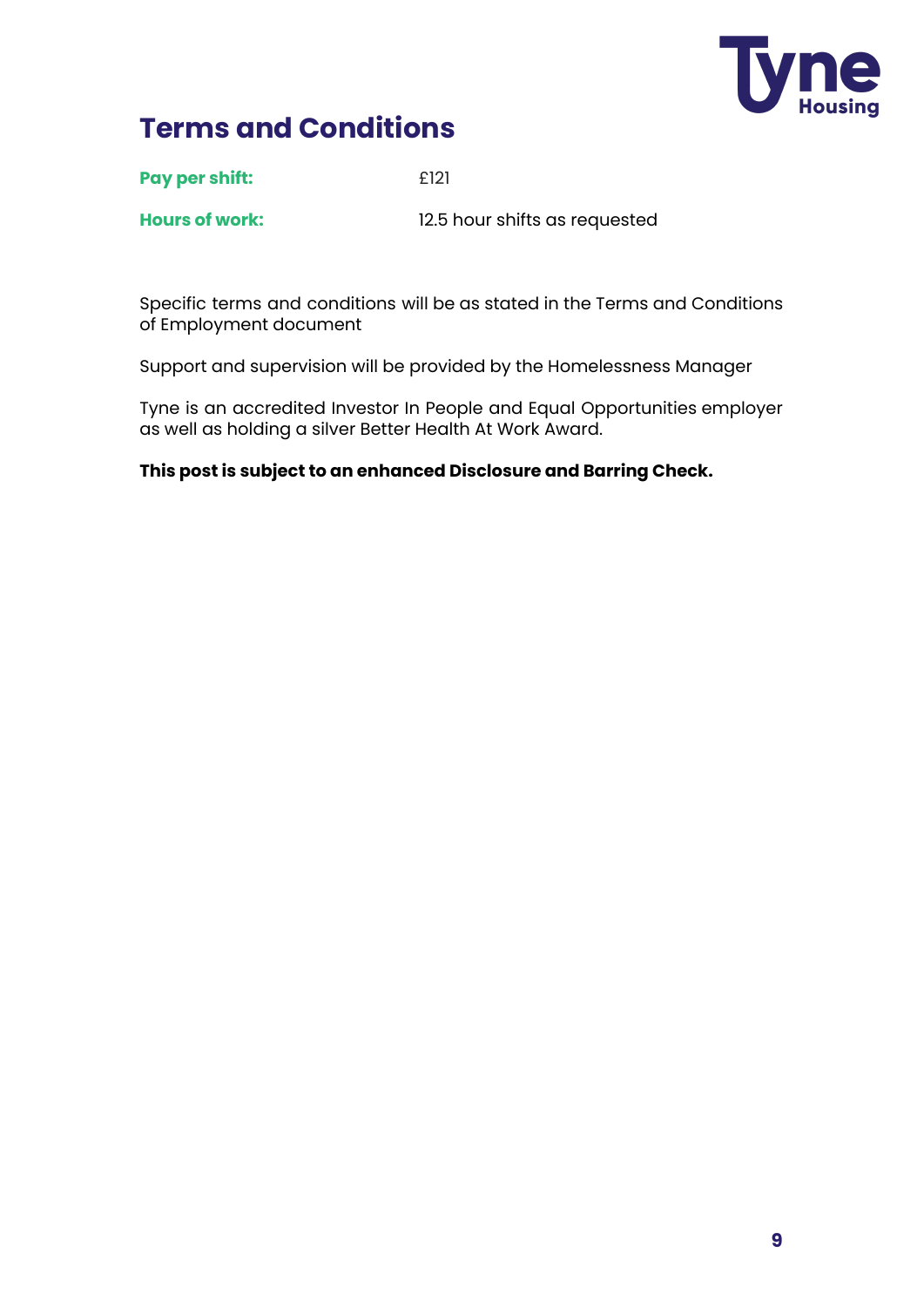## Terms and Conditions

| | |
|---|---|
| **Pay per shift:** | £121 |
| **Hours of work:** | 12.5 hour shifts as requested |

Specific terms and conditions will be as stated in the Terms and Conditions of Employment document

Support and supervision will be provided by the Homelessness Manager

Tyne is an accredited Investor In People and Equal Opportunities employer as well as holding a silver Better Health At Work Award.

**This post is subject to an enhanced Disclosure and Barring Check.**